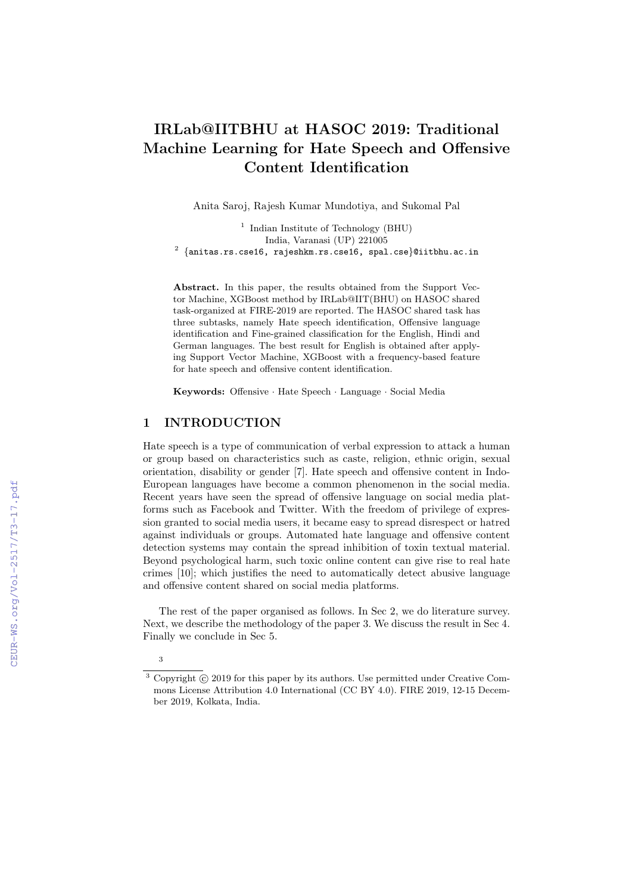# IRLab@IITBHU at HASOC 2019: Traditional Machine Learning for Hate Speech and Offensive Content Identification

Anita Saroj, Rajesh Kumar Mundotiya, and Sukomal Pal

[1] Indian Institute of Technology (BHU)
India, Varanasi (UP) 221005
[2] {anitas.rs.cse16, rajeshkm.rs.cse16, spal.cse}@iitbhu.ac.in

**Abstract.** In this paper, the results obtained from the Support Vector Machine, XGBoost method by IRLab@IIT(BHU) on HASOC shared task-organized at FIRE-2019 are reported. The HASOC shared task has three subtasks, namely Hate speech identification, Offensive language identification and Fine-grained classification for the English, Hindi and German languages. The best result for English is obtained after applying Support Vector Machine, XGBoost with a frequency-based feature for hate speech and offensive content identification.

**Keywords:** Offensive · Hate Speech · Language · Social Media

## 1 INTRODUCTION

Hate speech is a type of communication of verbal expression to attack a human or group based on characteristics such as caste, religion, ethnic origin, sexual orientation, disability or gender [7]. Hate speech and offensive content in Indo-European languages have become a common phenomenon in the social media. Recent years have seen the spread of offensive language on social media platforms such as Facebook and Twitter. With the freedom of privilege of expression granted to social media users, it became easy to spread disrespect or hatred against individuals or groups. Automated hate language and offensive content detection systems may contain the spread inhibition of toxin textual material. Beyond psychological harm, such toxic online content can give rise to real hate crimes [10]; which justifies the need to automatically detect abusive language and offensive content shared on social media platforms.

The rest of the paper organised as follows. In Sec 2, we do literature survey. Next, we describe the methodology of the paper 3. We discuss the result in Sec 4. Finally we conclude in Sec 5.

[3] Copyright © 2019 for this paper by its authors. Use permitted under Creative Commons License Attribution 4.0 International (CC BY 4.0). FIRE 2019, 12-15 December 2019, Kolkata, India.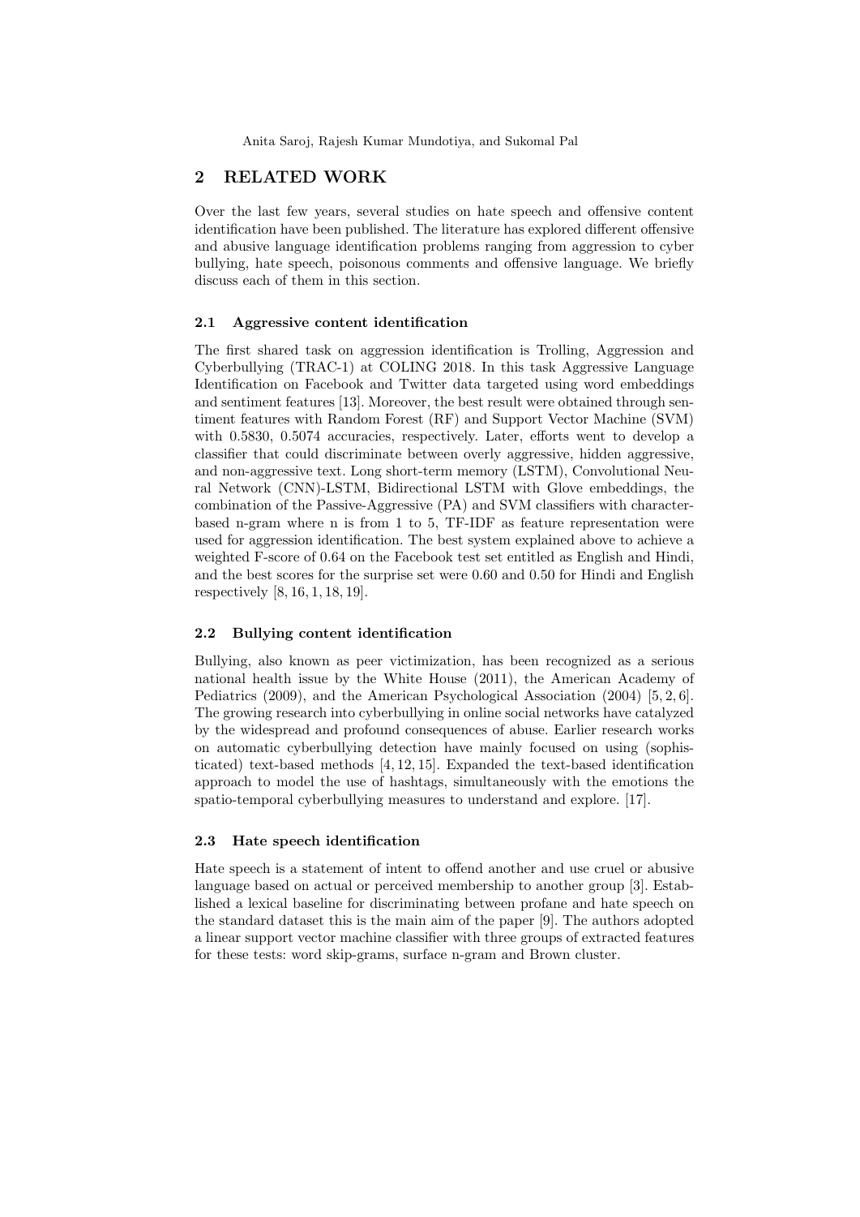## 2 RELATED WORK

Over the last few years, several studies on hate speech and offensive content identification have been published. The literature has explored different offensive and abusive language identification problems ranging from aggression to cyber bullying, hate speech, poisonous comments and offensive language. We briefly discuss each of them in this section.

### 2.1 Aggressive content identification

The first shared task on aggression identification is Trolling, Aggression and Cyberbullying (TRAC-1) at COLING 2018. In this task Aggressive Language Identification on Facebook and Twitter data targeted using word embeddings and sentiment features [13]. Moreover, the best result were obtained through sentiment features with Random Forest (RF) and Support Vector Machine (SVM) with 0.5830, 0.5074 accuracies, respectively. Later, efforts went to develop a classifier that could discriminate between overly aggressive, hidden aggressive, and non-aggressive text. Long short-term memory (LSTM), Convolutional Neural Network (CNN)-LSTM, Bidirectional LSTM with Glove embeddings, the combination of the Passive-Aggressive (PA) and SVM classifiers with character-based n-gram where n is from 1 to 5, TF-IDF as feature representation were used for aggression identification. The best system explained above to achieve a weighted F-score of 0.64 on the Facebook test set entitled as English and Hindi, and the best scores for the surprise set were 0.60 and 0.50 for Hindi and English respectively [8, 16, 1, 18, 19].

### 2.2 Bullying content identification

Bullying, also known as peer victimization, has been recognized as a serious national health issue by the White House (2011), the American Academy of Pediatrics (2009), and the American Psychological Association (2004) [5, 2, 6]. The growing research into cyberbullying in online social networks have catalyzed by the widespread and profound consequences of abuse. Earlier research works on automatic cyberbullying detection have mainly focused on using (sophisticated) text-based methods [4, 12, 15]. Expanded the text-based identification approach to model the use of hashtags, simultaneously with the emotions the spatio-temporal cyberbullying measures to understand and explore. [17].

### 2.3 Hate speech identification

Hate speech is a statement of intent to offend another and use cruel or abusive language based on actual or perceived membership to another group [3]. Established a lexical baseline for discriminating between profane and hate speech on the standard dataset this is the main aim of the paper [9]. The authors adopted a linear support vector machine classifier with three groups of extracted features for these tests: word skip-grams, surface n-gram and Brown cluster.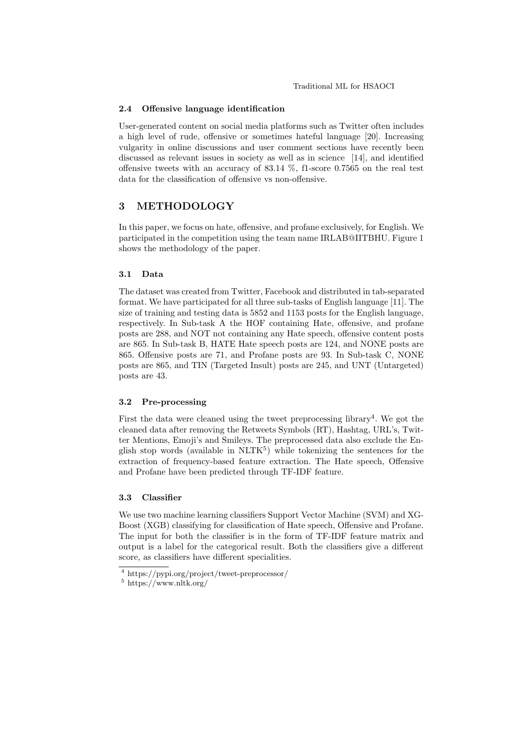### 2.4 Offensive language identification

User-generated content on social media platforms such as Twitter often includes a high level of rude, offensive or sometimes hateful language [20]. Increasing vulgarity in online discussions and user comment sections have recently been discussed as relevant issues in society as well as in science [14], and identified offensive tweets with an accuracy of 83.14 %, f1-score 0.7565 on the real test data for the classification of offensive vs non-offensive.

## 3 METHODOLOGY

In this paper, we focus on hate, offensive, and profane exclusively, for English. We participated in the competition using the team name IRLAB@IITBHU. Figure 1 shows the methodology of the paper.

### 3.1 Data

The dataset was created from Twitter, Facebook and distributed in tab-separated format. We have participated for all three sub-tasks of English language [11]. The size of training and testing data is 5852 and 1153 posts for the English language, respectively. In Sub-task A the HOF containing Hate, offensive, and profane posts are 288, and NOT not containing any Hate speech, offensive content posts are 865. In Sub-task B, HATE Hate speech posts are 124, and NONE posts are 865. Offensive posts are 71, and Profane posts are 93. In Sub-task C, NONE posts are 865, and TIN (Targeted Insult) posts are 245, and UNT (Untargeted) posts are 43.

### 3.2 Pre-processing

First the data were cleaned using the tweet preprocessing library[4]. We got the cleaned data after removing the Retweets Symbols (RT), Hashtag, URL's, Twitter Mentions, Emoji's and Smileys. The preprocessed data also exclude the English stop words (available in NLTK[5]) while tokenizing the sentences for the extraction of frequency-based feature extraction. The Hate speech, Offensive and Profane have been predicted through TF-IDF feature.

### 3.3 Classifier

We use two machine learning classifiers Support Vector Machine (SVM) and XG-Boost (XGB) classifying for classification of Hate speech, Offensive and Profane. The input for both the classifier is in the form of TF-IDF feature matrix and output is a label for the categorical result. Both the classifiers give a different score, as classifiers have different specialities.

[4] https://pypi.org/project/tweet-preprocessor/

[5] https://www.nltk.org/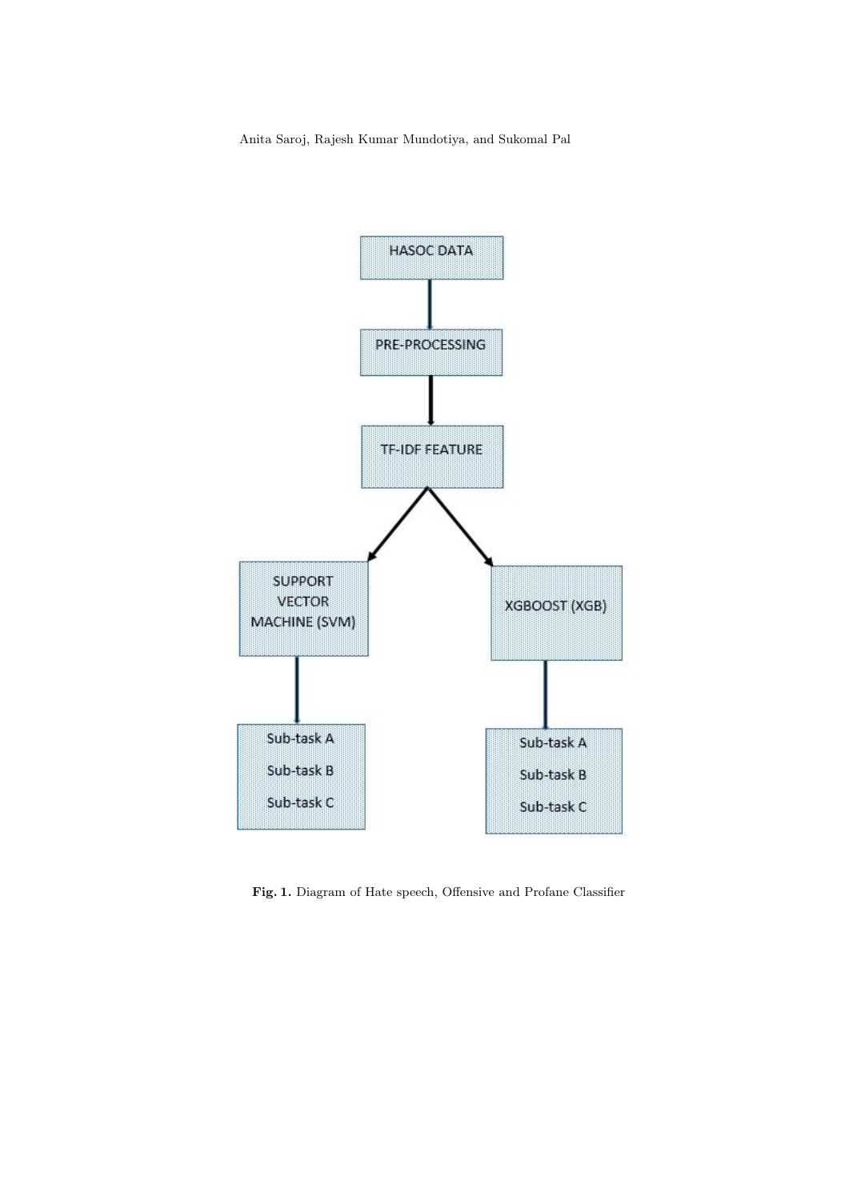Fig. 1. Diagram of Hate speech, Offensive and Profane Classifier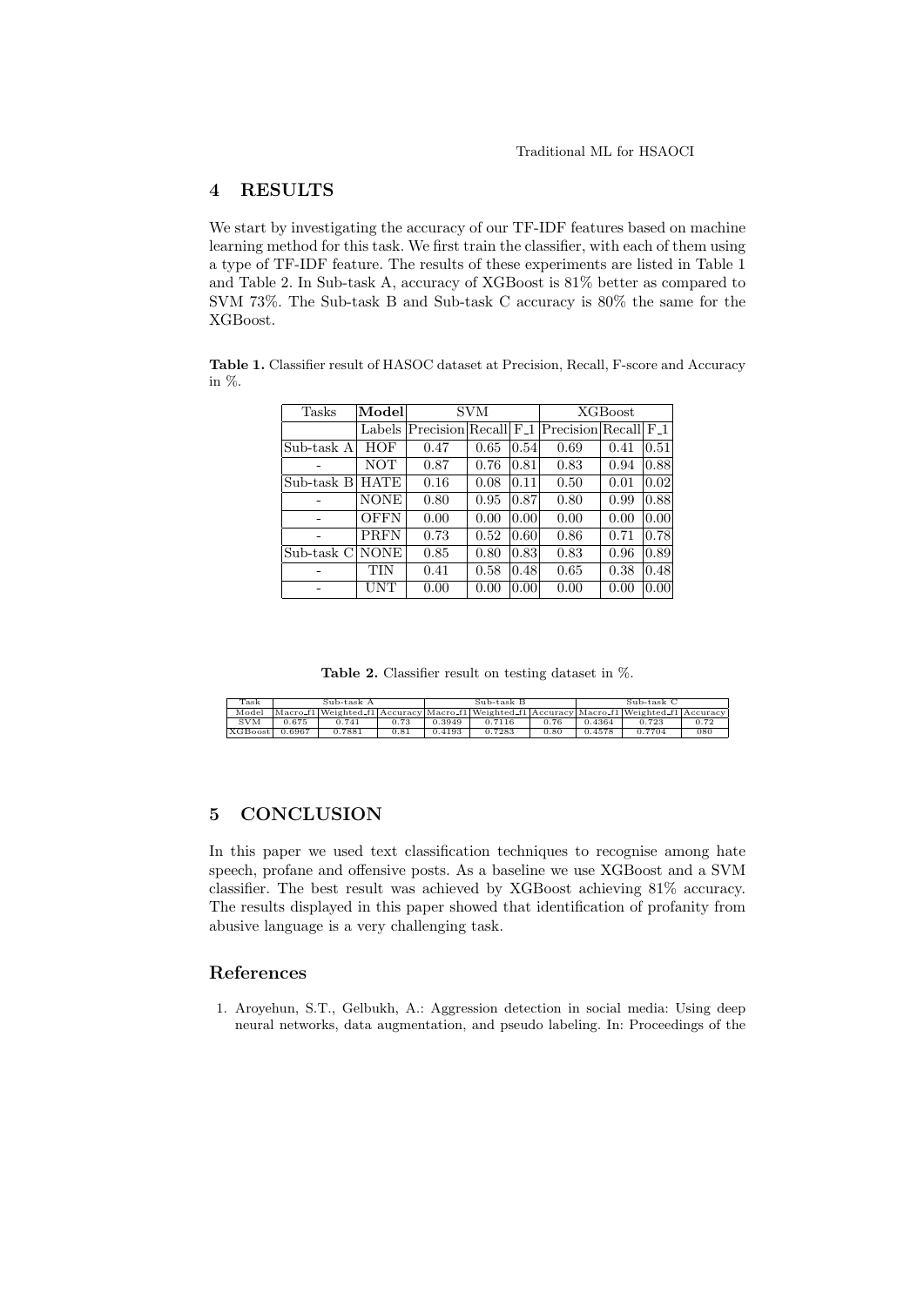## 4 RESULTS

We start by investigating the accuracy of our TF-IDF features based on machine learning method for this task. We first train the classifier, with each of them using a type of TF-IDF feature. The results of these experiments are listed in Table 1 and Table 2. In Sub-task A, accuracy of XGBoost is 81% better as compared to SVM 73%. The Sub-task B and Sub-task C accuracy is 80% the same for the XGBoost.

**Table 1.** Classifier result of HASOC dataset at Precision, Recall, F-score and Accuracy in %.

| Tasks | **Model** | SVM | | | XGBoost | | |
|---|---|---|---|---|---|---|---|
| | Labels | Precision | Recall | F_1 | Precision | Recall | F_1 |
| Sub-task A | HOF | 0.47 | 0.65 | 0.54 | 0.69 | 0.41 | 0.51 |
| - | NOT | 0.87 | 0.76 | 0.81 | 0.83 | 0.94 | 0.88 |
| Sub-task B | HATE | 0.16 | 0.08 | 0.11 | 0.50 | 0.01 | 0.02 |
| - | NONE | 0.80 | 0.95 | 0.87 | 0.80 | 0.99 | 0.88 |
| - | OFFN | 0.00 | 0.00 | 0.00 | 0.00 | 0.00 | 0.00 |
| - | PRFN | 0.73 | 0.52 | 0.60 | 0.86 | 0.71 | 0.78 |
| Sub-task C | NONE | 0.85 | 0.80 | 0.83 | 0.83 | 0.96 | 0.89 |
| - | TIN | 0.41 | 0.58 | 0.48 | 0.65 | 0.38 | 0.48 |
| - | UNT | 0.00 | 0.00 | 0.00 | 0.00 | 0.00 | 0.00 |

**Table 2.** Classifier result on testing dataset in %.

| Task | Sub-task A | | | Sub-task B | | | Sub-task C | | |
|---|---|---|---|---|---|---|---|---|---|
| Model | Macro_f1 | Weighted_f1 | Accuracy | Macro_f1 | Weighted_f1 | Accuracy | Macro_f1 | Weighted_f1 | Accuracy |
| SVM | 0.675 | 0.741 | 0.73 | 0.3949 | 0.7116 | 0.76 | 0.4364 | 0.723 | 0.72 |
| XGBoost | 0.6967 | 0.7881 | 0.81 | 0.4193 | 0.7283 | 0.80 | 0.4578 | 0.7704 | 080 |

## 5 CONCLUSION

In this paper we used text classification techniques to recognise among hate speech, profane and offensive posts. As a baseline we use XGBoost and a SVM classifier. The best result was achieved by XGBoost achieving 81% accuracy. The results displayed in this paper showed that identification of profanity from abusive language is a very challenging task.

## References

1. Aroyehun, S.T., Gelbukh, A.: Aggression detection in social media: Using deep neural networks, data augmentation, and pseudo labeling. In: Proceedings of the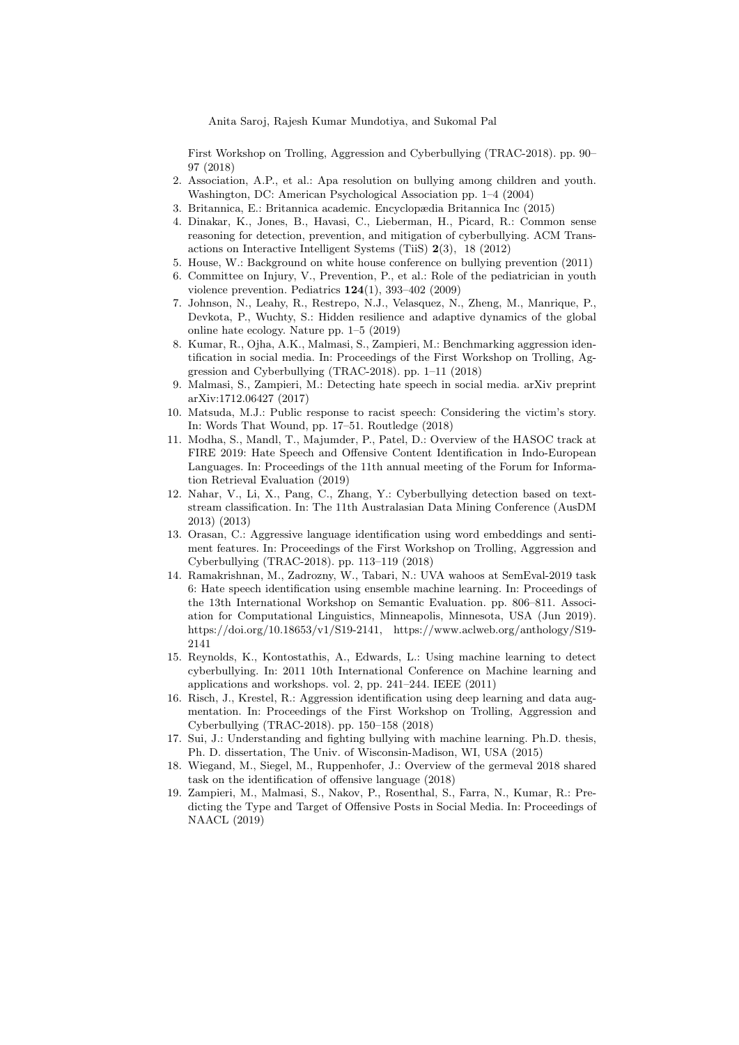First Workshop on Trolling, Aggression and Cyberbullying (TRAC-2018). pp. 90–97 (2018)

2. Association, A.P., et al.: Apa resolution on bullying among children and youth. Washington, DC: American Psychological Association pp. 1–4 (2004)
3. Britannica, E.: Britannica academic. Encyclopædia Britannica Inc (2015)
4. Dinakar, K., Jones, B., Havasi, C., Lieberman, H., Picard, R.: Common sense reasoning for detection, prevention, and mitigation of cyberbullying. ACM Transactions on Interactive Intelligent Systems (TiiS) **2**(3), 18 (2012)
5. House, W.: Background on white house conference on bullying prevention (2011)
6. Committee on Injury, V., Prevention, P., et al.: Role of the pediatrician in youth violence prevention. Pediatrics **124**(1), 393–402 (2009)
7. Johnson, N., Leahy, R., Restrepo, N.J., Velasquez, N., Zheng, M., Manrique, P., Devkota, P., Wuchty, S.: Hidden resilience and adaptive dynamics of the global online hate ecology. Nature pp. 1–5 (2019)
8. Kumar, R., Ojha, A.K., Malmasi, S., Zampieri, M.: Benchmarking aggression identification in social media. In: Proceedings of the First Workshop on Trolling, Aggression and Cyberbullying (TRAC-2018). pp. 1–11 (2018)
9. Malmasi, S., Zampieri, M.: Detecting hate speech in social media. arXiv preprint arXiv:1712.06427 (2017)
10. Matsuda, M.J.: Public response to racist speech: Considering the victim's story. In: Words That Wound, pp. 17–51. Routledge (2018)
11. Modha, S., Mandl, T., Majumder, P., Patel, D.: Overview of the HASOC track at FIRE 2019: Hate Speech and Offensive Content Identification in Indo-European Languages. In: Proceedings of the 11th annual meeting of the Forum for Information Retrieval Evaluation (2019)
12. Nahar, V., Li, X., Pang, C., Zhang, Y.: Cyberbullying detection based on text-stream classification. In: The 11th Australasian Data Mining Conference (AusDM 2013) (2013)
13. Orasan, C.: Aggressive language identification using word embeddings and sentiment features. In: Proceedings of the First Workshop on Trolling, Aggression and Cyberbullying (TRAC-2018). pp. 113–119 (2018)
14. Ramakrishnan, M., Zadrozny, W., Tabari, N.: UVA wahoos at SemEval-2019 task 6: Hate speech identification using ensemble machine learning. In: Proceedings of the 13th International Workshop on Semantic Evaluation. pp. 806–811. Association for Computational Linguistics, Minneapolis, Minnesota, USA (Jun 2019). https://doi.org/10.18653/v1/S19-2141, https://www.aclweb.org/anthology/S19-2141
15. Reynolds, K., Kontostathis, A., Edwards, L.: Using machine learning to detect cyberbullying. In: 2011 10th International Conference on Machine learning and applications and workshops. vol. 2, pp. 241–244. IEEE (2011)
16. Risch, J., Krestel, R.: Aggression identification using deep learning and data augmentation. In: Proceedings of the First Workshop on Trolling, Aggression and Cyberbullying (TRAC-2018). pp. 150–158 (2018)
17. Sui, J.: Understanding and fighting bullying with machine learning. Ph.D. thesis, Ph. D. dissertation, The Univ. of Wisconsin-Madison, WI, USA (2015)
18. Wiegand, M., Siegel, M., Ruppenhofer, J.: Overview of the germeval 2018 shared task on the identification of offensive language (2018)
19. Zampieri, M., Malmasi, S., Nakov, P., Rosenthal, S., Farra, N., Kumar, R.: Predicting the Type and Target of Offensive Posts in Social Media. In: Proceedings of NAACL (2019)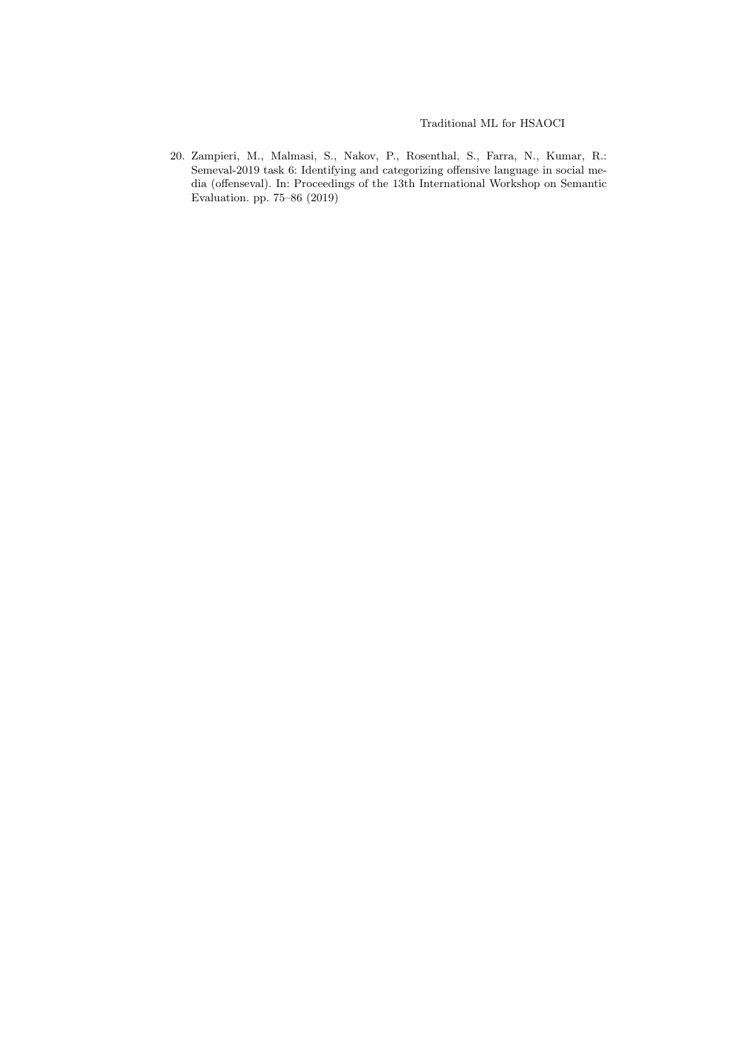20. Zampieri, M., Malmasi, S., Nakov, P., Rosenthal, S., Farra, N., Kumar, R.: Semeval-2019 task 6: Identifying and categorizing offensive language in social media (offenseval). In: Proceedings of the 13th International Workshop on Semantic Evaluation. pp. 75–86 (2019)